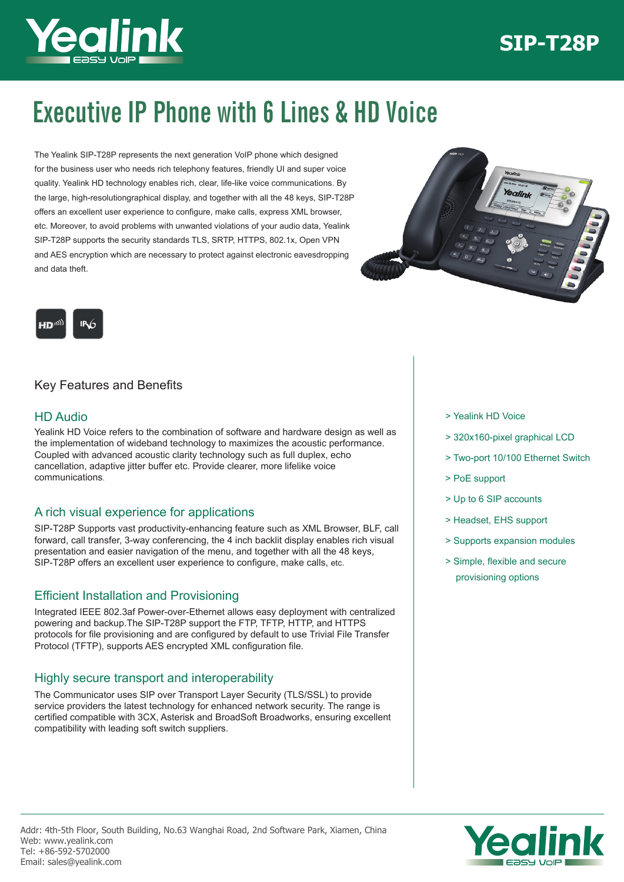# SIP-T28P

# Executive IP Phone with 6 Lines & HD Voice

The Yealink SIP-T28P represents the next generation VoIP phone which designed for the business user who needs rich telephony features, friendly UI and super voice quality. Yealink HD technology enables rich, clear, life-like voice communications. By the large, high-resolutiongraphical display, and together with all the 48 keys, SIP-T28P offers an excellent user experience to configure, make calls, express XML browser, etc. Moreover, to avoid problems with unwanted violations of your audio data, Yealink SIP-T28P supports the security standards TLS, SRTP, HTTPS, 802.1x, Open VPN and AES encryption which are necessary to protect against electronic eavesdropping and data theft.

## Key Features and Benefits

### HD Audio

Yealink HD Voice refers to the combination of software and hardware design as well as the implementation of wideband technology to maximizes the acoustic performance. Coupled with advanced acoustic clarity technology such as full duplex, echo cancellation, adaptive jitter buffer etc. Provide clearer, more lifelike voice communications.

### A rich visual experience for applications

SIP-T28P Supports vast productivity-enhancing feature such as XML Browser, BLF, call forward, call transfer, 3-way conferencing, the 4 inch backlit display enables rich visual presentation and easier navigation of the menu, and together with all the 48 keys, SIP-T28P offers an excellent user experience to configure, make calls, etc.

### Efficient Installation and Provisioning

Integrated IEEE 802.3af Power-over-Ethernet allows easy deployment with centralized powering and backup.The SIP-T28P support the FTP, TFTP, HTTP, and HTTPS protocols for file provisioning and are configured by default to use Trivial File Transfer Protocol (TFTP), supports AES encrypted XML configuration file.

### Highly secure transport and interoperability

The Communicator uses SIP over Transport Layer Security (TLS/SSL) to provide service providers the latest technology for enhanced network security. The range is certified compatible with 3CX, Asterisk and BroadSoft Broadworks, ensuring excellent compatibility with leading soft switch suppliers.

> Yealink HD Voice

> 320x160-pixel graphical LCD

> Two-port 10/100 Ethernet Switch

> PoE support

> Up to 6 SIP accounts

> Headset, EHS support

> Supports expansion modules

> Simple, flexible and secure provisioning options

Addr: 4th-5th Floor, South Building, No.63 Wanghai Road, 2nd Software Park, Xiamen, China
Web: www.yealink.com
Tel: +86-592-5702000
Email: sales@yealink.com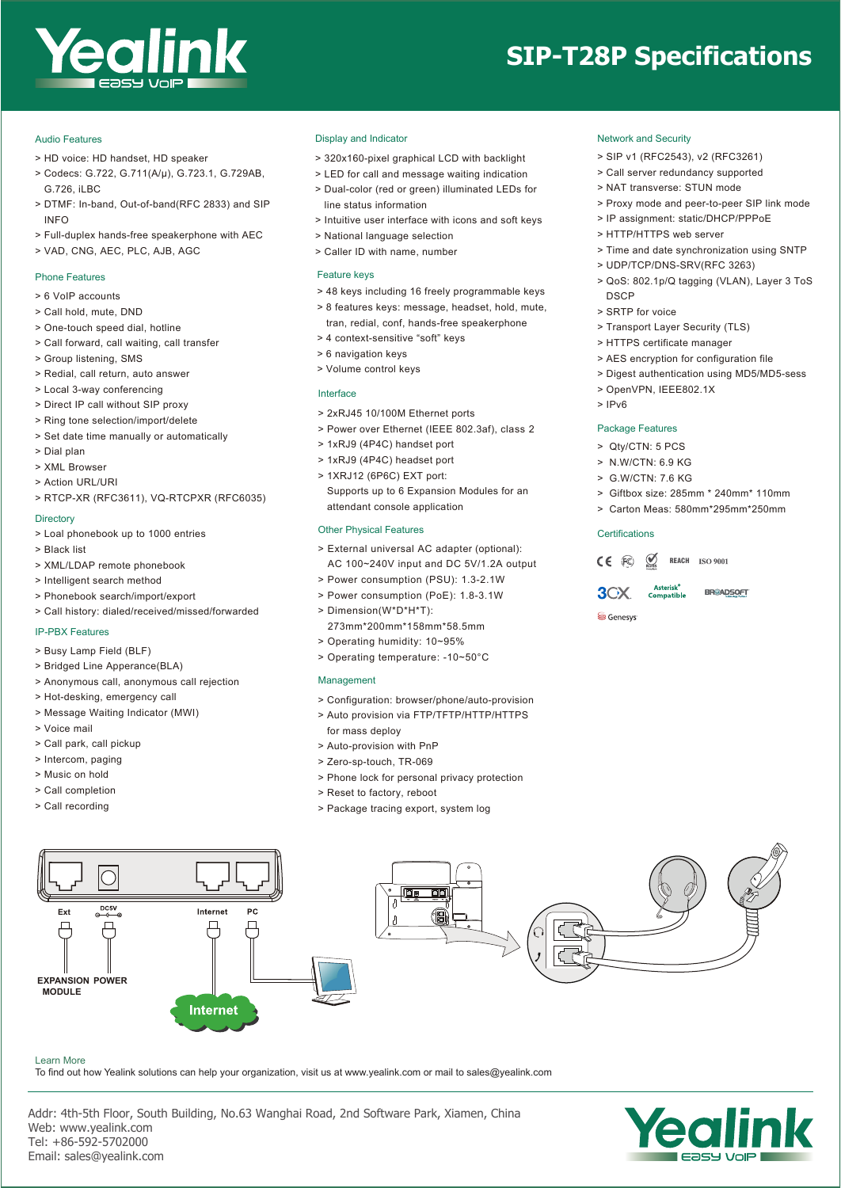# SIP-T28P Specifications

## Audio Features

- HD voice: HD handset, HD speaker
- Codecs: G.722, G.711(A/μ), G.723.1, G.729AB, G.726, iLBC
- DTMF: In-band, Out-of-band(RFC 2833) and SIP INFO
- Full-duplex hands-free speakerphone with AEC
- VAD, CNG, AEC, PLC, AJB, AGC

## Phone Features

- 6 VoIP accounts
- Call hold, mute, DND
- One-touch speed dial, hotline
- Call forward, call waiting, call transfer
- Group listening, SMS
- Redial, call return, auto answer
- Local 3-way conferencing
- Direct IP call without SIP proxy
- Ring tone selection/import/delete
- Set date time manually or automatically
- Dial plan
- XML Browser
- Action URL/URI
- RTCP-XR (RFC3611), VQ-RTCPXR (RFC6035)

## Directory

- Loal phonebook up to 1000 entries
- Black list
- XML/LDAP remote phonebook
- Intelligent search method
- Phonebook search/import/export
- Call history: dialed/received/missed/forwarded

## IP-PBX Features

- Busy Lamp Field (BLF)
- Bridged Line Apperance(BLA)
- Anonymous call, anonymous call rejection
- Hot-desking, emergency call
- Message Waiting Indicator (MWI)
- Voice mail
- Call park, call pickup
- Intercom, paging
- Music on hold
- Call completion
- Call recording

## Display and Indicator

- 320x160-pixel graphical LCD with backlight
- LED for call and message waiting indication
- Dual-color (red or green) illuminated LEDs for line status information
- Intuitive user interface with icons and soft keys
- National language selection
- Caller ID with name, number

## Feature keys

- 48 keys including 16 freely programmable keys
- 8 features keys: message, headset, hold, mute, tran, redial, conf, hands-free speakerphone
- 4 context-sensitive "soft" keys
- 6 navigation keys
- Volume control keys

## Interface

- 2xRJ45 10/100M Ethernet ports
- Power over Ethernet (IEEE 802.3af), class 2
- 1xRJ9 (4P4C) handset port
- 1xRJ9 (4P4C) headset port
- 1XRJ12 (6P6C) EXT port: Supports up to 6 Expansion Modules for an attendant console application

## Other Physical Features

- External universal AC adapter (optional): AC 100~240V input and DC 5V/1.2A output
- Power consumption (PSU): 1.3-2.1W
- Power consumption (PoE): 1.8-3.1W
- Dimension(W*D*H*T): 273mm*200mm*158mm*58.5mm
- Operating humidity: 10~95%
- Operating temperature: -10~50°C

## Management

- Configuration: browser/phone/auto-provision
- Auto provision via FTP/TFTP/HTTP/HTTPS for mass deploy
- Auto-provision with PnP
- Zero-sp-touch, TR-069
- Phone lock for personal privacy protection
- Reset to factory, reboot
- Package tracing export, system log

## Network and Security

- SIP v1 (RFC2543), v2 (RFC3261)
- Call server redundancy supported
- NAT transverse: STUN mode
- Proxy mode and peer-to-peer SIP link mode
- IP assignment: static/DHCP/PPPoE
- HTTP/HTTPS web server
- Time and date synchronization using SNTP
- UDP/TCP/DNS-SRV(RFC 3263)
- QoS: 802.1p/Q tagging (VLAN), Layer 3 ToS DSCP
- SRTP for voice
- Transport Layer Security (TLS)
- HTTPS certificate manager
- AES encryption for configuration file
- Digest authentication using MD5/MD5-sess
- OpenVPN, IEEE802.1X
- IPv6

## Package Features

- Qty/CTN: 5 PCS
- N.W/CTN: 6.9 KG
- G.W/CTN: 7.6 KG
- Giftbox size: 285mm * 240mm* 110mm
- Carton Meas: 580mm*295mm*250mm

## Certifications

CE FC RoHS REACH ISO 9001

3CX Asterisk Compatible BROADSOFT

Genesys

Ext DC5V Internet PC

EXPANSION MODULE POWER

Internet

## Learn More

To find out how Yealink solutions can help your organization, visit us at www.yealink.com or mail to sales@yealink.com

Addr: 4th-5th Floor, South Building, No.63 Wanghai Road, 2nd Software Park, Xiamen, China
Web: www.yealink.com
Tel: +86-592-5702000
Email: sales@yealink.com